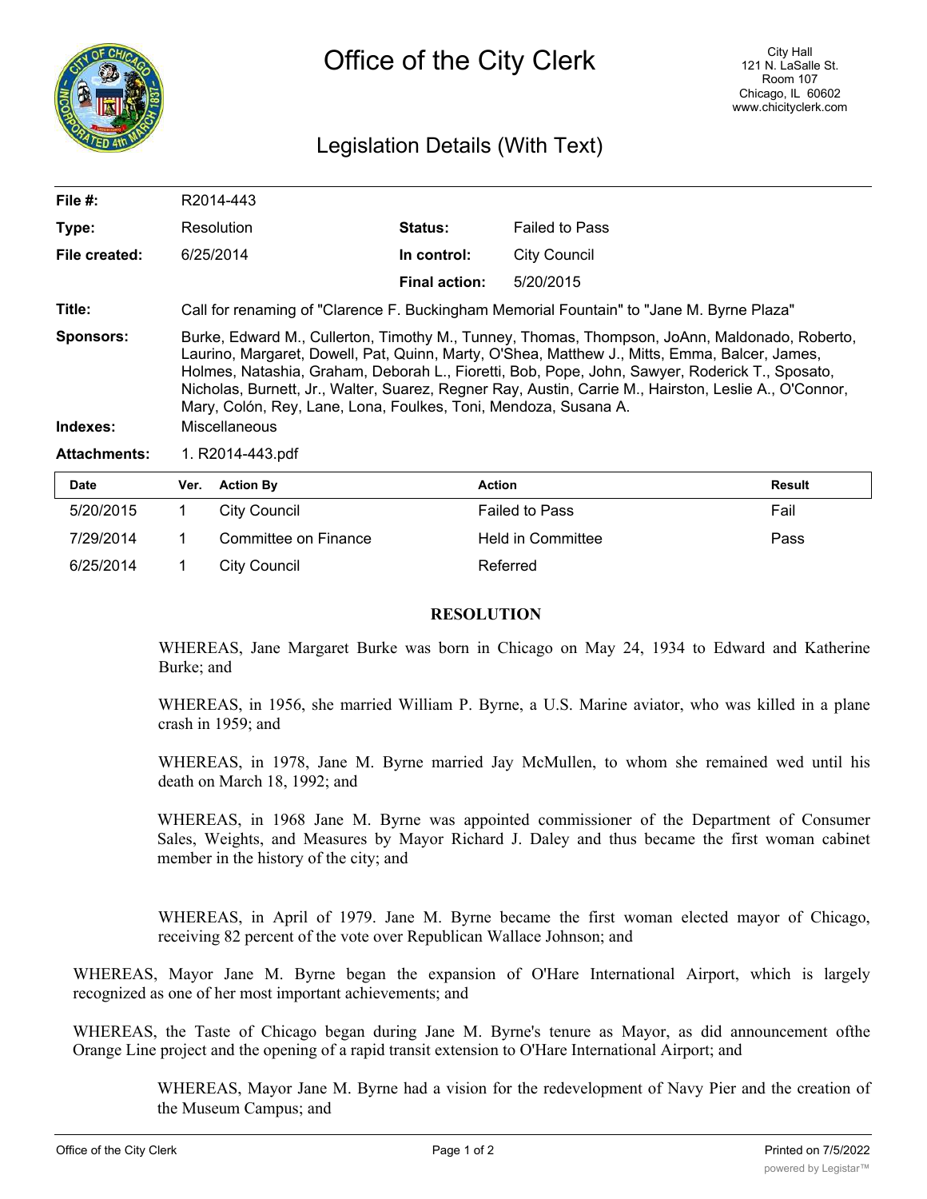# Office of the City Clerk

City Hall
121 N. LaSalle St.
Room 107
Chicago, IL 60602
www.chicityclerk.com

## Legislation Details (With Text)

| | | | |
|---|---|---|---|
| **File #:** | R2014-443 | | |
| **Type:** | Resolution | **Status:** | Failed to Pass |
| **File created:** | 6/25/2014 | **In control:** | City Council |
| | | **Final action:** | 5/20/2015 |

**Title:** Call for renaming of "Clarence F. Buckingham Memorial Fountain" to "Jane M. Byrne Plaza"

**Sponsors:** Burke, Edward M., Cullerton, Timothy M., Tunney, Thomas, Thompson, JoAnn, Maldonado, Roberto, Laurino, Margaret, Dowell, Pat, Quinn, Marty, O'Shea, Matthew J., Mitts, Emma, Balcer, James, Holmes, Natashia, Graham, Deborah L., Fioretti, Bob, Pope, John, Sawyer, Roderick T., Sposato, Nicholas, Burnett, Jr., Walter, Suarez, Regner Ray, Austin, Carrie M., Hairston, Leslie A., O'Connor, Mary, Colón, Rey, Lane, Lona, Foulkes, Toni, Mendoza, Susana A.

**Indexes:** Miscellaneous

**Attachments:** 1. R2014-443.pdf

| Date | Ver. | Action By | Action | Result |
|---|---|---|---|---|
| 5/20/2015 | 1 | City Council | Failed to Pass | Fail |
| 7/29/2014 | 1 | Committee on Finance | Held in Committee | Pass |
| 6/25/2014 | 1 | City Council | Referred | |

**RESOLUTION**

WHEREAS, Jane Margaret Burke was born in Chicago on May 24, 1934 to Edward and Katherine Burke; and

WHEREAS, in 1956, she married William P. Byrne, a U.S. Marine aviator, who was killed in a plane crash in 1959; and

WHEREAS, in 1978, Jane M. Byrne married Jay McMullen, to whom she remained wed until his death on March 18, 1992; and

WHEREAS, in 1968 Jane M. Byrne was appointed commissioner of the Department of Consumer Sales, Weights, and Measures by Mayor Richard J. Daley and thus became the first woman cabinet member in the history of the city; and

WHEREAS, in April of 1979. Jane M. Byrne became the first woman elected mayor of Chicago, receiving 82 percent of the vote over Republican Wallace Johnson; and

WHEREAS, Mayor Jane M. Byrne began the expansion of O'Hare International Airport, which is largely recognized as one of her most important achievements; and

WHEREAS, the Taste of Chicago began during Jane M. Byrne's tenure as Mayor, as did announcement ofthe Orange Line project and the opening of a rapid transit extension to O'Hare International Airport; and

WHEREAS, Mayor Jane M. Byrne had a vision for the redevelopment of Navy Pier and the creation of the Museum Campus; and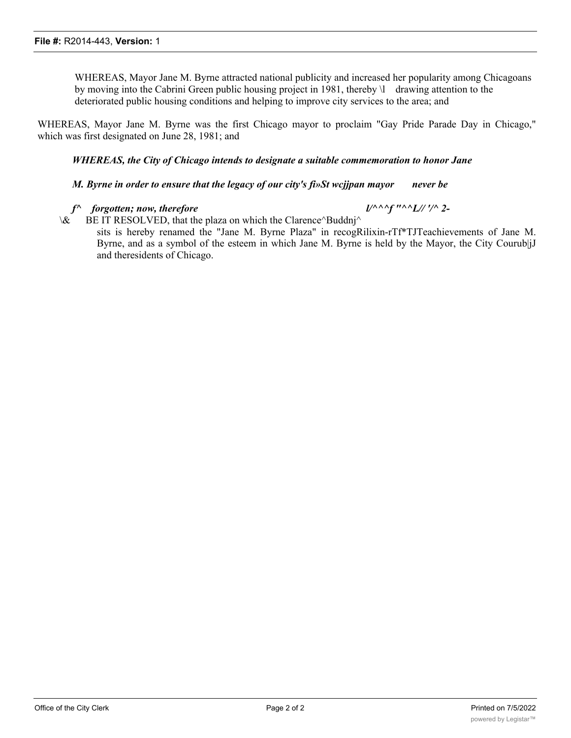WHEREAS, Mayor Jane M. Byrne attracted national publicity and increased her popularity among Chicagoans by moving into the Cabrini Green public housing project in 1981, thereby \l drawing attention to the deteriorated public housing conditions and helping to improve city services to the area; and

WHEREAS, Mayor Jane M. Byrne was the first Chicago mayor to proclaim "Gay Pride Parade Day in Chicago," which was first designated on June 28, 1981; and

***WHEREAS, the City of Chicago intends to designate a suitable commemoration to honor Jane***

***M. Byrne in order to ensure that the legacy of our city's fi»St wcjjpan mayor never be***

***f^ forgotten; now, therefore l/^^^f "^^L// '/^ 2-***

\& BE IT RESOLVED, that the plaza on which the Clarence^Buddnj^ sits is hereby renamed the "Jane M. Byrne Plaza" in recogRilixin-rTf*TJTeachievements of Jane M. Byrne, and as a symbol of the esteem in which Jane M. Byrne is held by the Mayor, the City Courub|jJ and theresidents of Chicago.